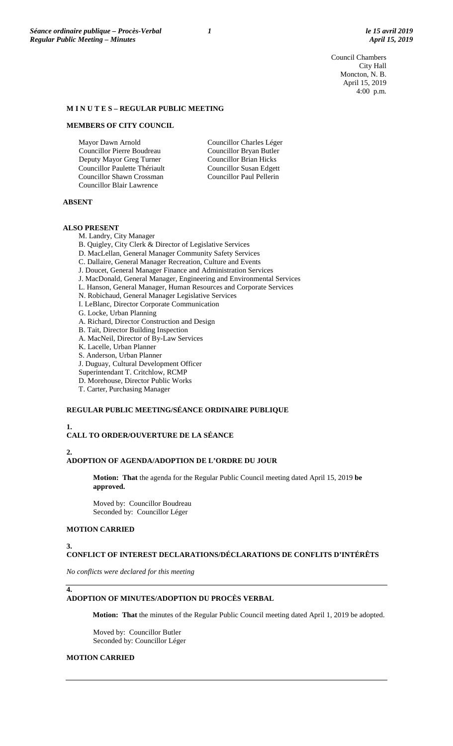Council Chambers
City Hall
Moncton, N. B.
April 15, 2019
4:00 p.m.

**M I N U T E S – REGULAR PUBLIC MEETING**

**MEMBERS OF CITY COUNCIL**

Mayor Dawn Arnold
Councillor Pierre Boudreau
Deputy Mayor Greg Turner
Councillor Paulette Thériault
Councillor Shawn Crossman
Councillor Blair Lawrence
Councillor Charles Léger
Councillor Bryan Butler
Councillor Brian Hicks
Councillor Susan Edgett
Councillor Paul Pellerin

**ABSENT**

**ALSO PRESENT**

M. Landry, City Manager
B. Quigley, City Clerk & Director of Legislative Services
D. MacLellan, General Manager Community Safety Services
C. Dallaire, General Manager Recreation, Culture and Events
J. Doucet, General Manager Finance and Administration Services
J. MacDonald, General Manager, Engineering and Environmental Services
L. Hanson, General Manager, Human Resources and Corporate Services
N. Robichaud, General Manager Legislative Services
I. LeBlanc, Director Corporate Communication
G. Locke, Urban Planning
A. Richard, Director Construction and Design
B. Tait, Director Building Inspection
A. MacNeil, Director of By-Law Services
K. Lacelle, Urban Planner
S. Anderson, Urban Planner
J. Duguay, Cultural Development Officer
Superintendant T. Critchlow, RCMP
D. Morehouse, Director Public Works
T. Carter, Purchasing Manager

**REGULAR PUBLIC MEETING/SÉANCE ORDINAIRE PUBLIQUE**

**1.**
**CALL TO ORDER/OUVERTURE DE LA SÉANCE**

**2.**
**ADOPTION OF AGENDA/ADOPTION DE L'ORDRE DU JOUR**

**Motion: That** the agenda for the Regular Public Council meeting dated April 15, 2019 **be approved.**

Moved by: Councillor Boudreau
Seconded by: Councillor Léger

**MOTION CARRIED**

**3.**
**CONFLICT OF INTEREST DECLARATIONS/DÉCLARATIONS DE CONFLITS D'INTÉRÊTS**

*No conflicts were declared for this meeting*

**4.**
**ADOPTION OF MINUTES/ADOPTION DU PROCÈS VERBAL**

**Motion: That** the minutes of the Regular Public Council meeting dated April 1, 2019 be adopted.

Moved by: Councillor Butler
Seconded by: Councillor Léger

**MOTION CARRIED**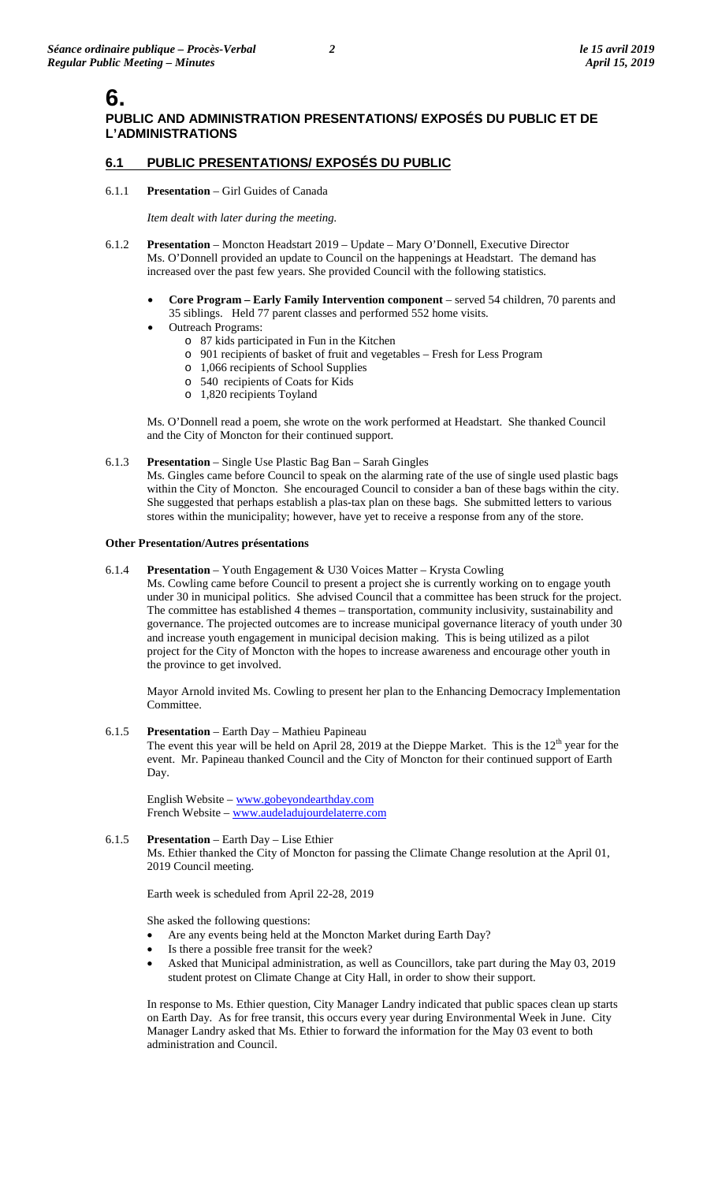# 6.

## PUBLIC AND ADMINISTRATION PRESENTATIONS/ EXPOSÉS DU PUBLIC ET DE L'ADMINISTRATIONS

### 6.1 PUBLIC PRESENTATIONS/ EXPOSÉS DU PUBLIC

6.1.1 **Presentation** – Girl Guides of Canada

*Item dealt with later during the meeting.*

6.1.2 **Presentation** – Moncton Headstart 2019 – Update – Mary O'Donnell, Executive Director

Ms. O'Donnell provided an update to Council on the happenings at Headstart. The demand has increased over the past few years. She provided Council with the following statistics.

- **Core Program – Early Family Intervention component** – served 54 children, 70 parents and 35 siblings. Held 77 parent classes and performed 552 home visits.
- Outreach Programs:
  - 87 kids participated in Fun in the Kitchen
  - 901 recipients of basket of fruit and vegetables – Fresh for Less Program
  - 1,066 recipients of School Supplies
  - 540 recipients of Coats for Kids
  - 1,820 recipients Toyland

Ms. O'Donnell read a poem, she wrote on the work performed at Headstart. She thanked Council and the City of Moncton for their continued support.

6.1.3 **Presentation** – Single Use Plastic Bag Ban – Sarah Gingles

Ms. Gingles came before Council to speak on the alarming rate of the use of single used plastic bags within the City of Moncton. She encouraged Council to consider a ban of these bags within the city. She suggested that perhaps establish a plas-tax plan on these bags. She submitted letters to various stores within the municipality; however, have yet to receive a response from any of the store.

**Other Presentation/Autres présentations**

6.1.4 **Presentation** – Youth Engagement & U30 Voices Matter – Krysta Cowling

Ms. Cowling came before Council to present a project she is currently working on to engage youth under 30 in municipal politics. She advised Council that a committee has been struck for the project. The committee has established 4 themes – transportation, community inclusivity, sustainability and governance. The projected outcomes are to increase municipal governance literacy of youth under 30 and increase youth engagement in municipal decision making. This is being utilized as a pilot project for the City of Moncton with the hopes to increase awareness and encourage other youth in the province to get involved.

Mayor Arnold invited Ms. Cowling to present her plan to the Enhancing Democracy Implementation Committee.

6.1.5 **Presentation** – Earth Day – Mathieu Papineau

The event this year will be held on April 28, 2019 at the Dieppe Market. This is the 12th year for the event. Mr. Papineau thanked Council and the City of Moncton for their continued support of Earth Day.

English Website – www.gobeyondearthday.com
French Website – www.audeladujourdelaterre.com

6.1.5 **Presentation** – Earth Day – Lise Ethier

Ms. Ethier thanked the City of Moncton for passing the Climate Change resolution at the April 01, 2019 Council meeting.

Earth week is scheduled from April 22-28, 2019

She asked the following questions:

- Are any events being held at the Moncton Market during Earth Day?
- Is there a possible free transit for the week?
- Asked that Municipal administration, as well as Councillors, take part during the May 03, 2019 student protest on Climate Change at City Hall, in order to show their support.

In response to Ms. Ethier question, City Manager Landry indicated that public spaces clean up starts on Earth Day. As for free transit, this occurs every year during Environmental Week in June. City Manager Landry asked that Ms. Ethier to forward the information for the May 03 event to both administration and Council.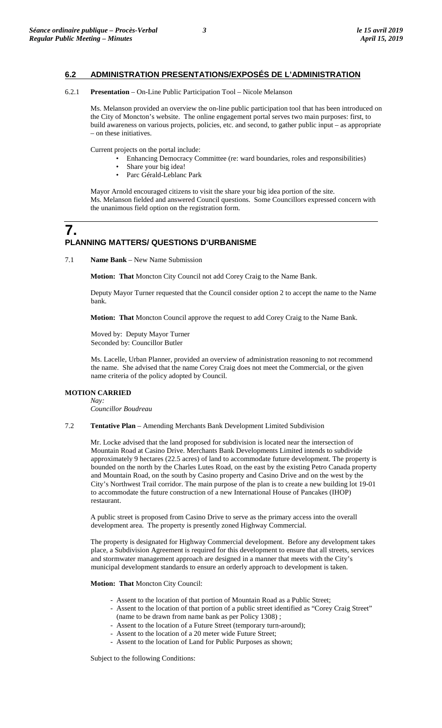## 6.2 ADMINISTRATION PRESENTATIONS/EXPOSÉS DE L'ADMINISTRATION

6.2.1 **Presentation** – On-Line Public Participation Tool – Nicole Melanson

Ms. Melanson provided an overview the on-line public participation tool that has been introduced on the City of Moncton's website. The online engagement portal serves two main purposes: first, to build awareness on various projects, policies, etc. and second, to gather public input – as appropriate – on these initiatives.

Current projects on the portal include:

- Enhancing Democracy Committee (re: ward boundaries, roles and responsibilities)
- Share your big idea!
- Parc Gérald-Leblanc Park

Mayor Arnold encouraged citizens to visit the share your big idea portion of the site.
Ms. Melanson fielded and answered Council questions. Some Councillors expressed concern with the unanimous field option on the registration form.

# 7. PLANNING MATTERS/ QUESTIONS D'URBANISME

7.1 **Name Bank** – New Name Submission

**Motion: That** Moncton City Council not add Corey Craig to the Name Bank.

Deputy Mayor Turner requested that the Council consider option 2 to accept the name to the Name bank.

**Motion: That** Moncton Council approve the request to add Corey Craig to the Name Bank.

Moved by: Deputy Mayor Turner
Seconded by: Councillor Butler

Ms. Lacelle, Urban Planner, provided an overview of administration reasoning to not recommend the name. She advised that the name Corey Craig does not meet the Commercial, or the given name criteria of the policy adopted by Council.

**MOTION CARRIED**
*Nay:*
*Councillor Boudreau*

7.2 **Tentative Plan** – Amending Merchants Bank Development Limited Subdivision

Mr. Locke advised that the land proposed for subdivision is located near the intersection of Mountain Road at Casino Drive. Merchants Bank Developments Limited intends to subdivide approximately 9 hectares (22.5 acres) of land to accommodate future development. The property is bounded on the north by the Charles Lutes Road, on the east by the existing Petro Canada property and Mountain Road, on the south by Casino property and Casino Drive and on the west by the City's Northwest Trail corridor. The main purpose of the plan is to create a new building lot 19-01 to accommodate the future construction of a new International House of Pancakes (IHOP) restaurant.

A public street is proposed from Casino Drive to serve as the primary access into the overall development area. The property is presently zoned Highway Commercial.

The property is designated for Highway Commercial development. Before any development takes place, a Subdivision Agreement is required for this development to ensure that all streets, services and stormwater management approach are designed in a manner that meets with the City's municipal development standards to ensure an orderly approach to development is taken.

**Motion: That** Moncton City Council:

- Assent to the location of that portion of Mountain Road as a Public Street;
- Assent to the location of that portion of a public street identified as "Corey Craig Street" (name to be drawn from name bank as per Policy 1308) ;
- Assent to the location of a Future Street (temporary turn-around);
- Assent to the location of a 20 meter wide Future Street;
- Assent to the location of Land for Public Purposes as shown;

Subject to the following Conditions: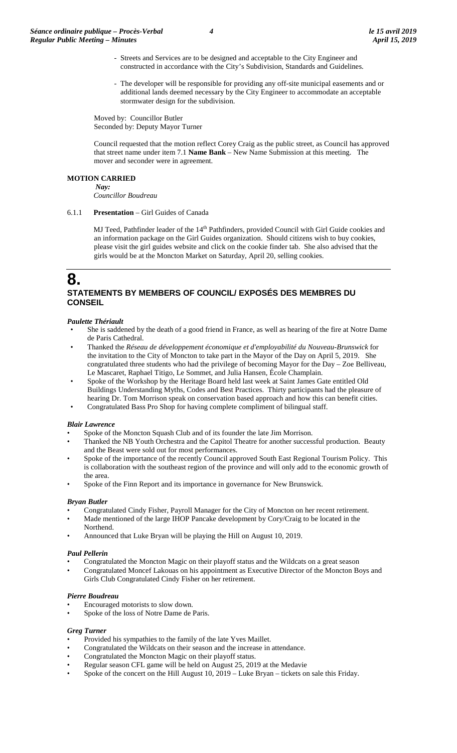- Streets and Services are to be designed and acceptable to the City Engineer and constructed in accordance with the City's Subdivision, Standards and Guidelines.
- The developer will be responsible for providing any off-site municipal easements and or additional lands deemed necessary by the City Engineer to accommodate an acceptable stormwater design for the subdivision.

Moved by: Councillor Butler
Seconded by: Deputy Mayor Turner

Council requested that the motion reflect Corey Craig as the public street, as Council has approved that street name under item 7.1 **Name Bank** – New Name Submission at this meeting. The mover and seconder were in agreement.

**MOTION CARRIED**

*Nay:*
*Councillor Boudreau*

6.1.1 **Presentation** – Girl Guides of Canada

MJ Teed, Pathfinder leader of the 14th Pathfinders, provided Council with Girl Guide cookies and an information package on the Girl Guides organization. Should citizens wish to buy cookies, please visit the girl guides website and click on the cookie finder tab. She also advised that the girls would be at the Moncton Market on Saturday, April 20, selling cookies.

# 8.
## STATEMENTS BY MEMBERS OF COUNCIL/ EXPOSÉS DES MEMBRES DU CONSEIL

***Paulette Thériault***

- She is saddened by the death of a good friend in France, as well as hearing of the fire at Notre Dame de Paris Cathedral.
- Thanked the *Réseau de développement économique et d'employabilité du Nouveau-Brunswick* for the invitation to the City of Moncton to take part in the Mayor of the Day on April 5, 2019. She congratulated three students who had the privilege of becoming Mayor for the Day – Zoe Belliveau, Le Mascaret, Raphael Titigo, Le Sommet, and Julia Hansen, École Champlain.
- Spoke of the Workshop by the Heritage Board held last week at Saint James Gate entitled Old Buildings Understanding Myths, Codes and Best Practices. Thirty participants had the pleasure of hearing Dr. Tom Morrison speak on conservation based approach and how this can benefit cities.
- Congratulated Bass Pro Shop for having complete compliment of bilingual staff.

***Blair Lawrence***

- Spoke of the Moncton Squash Club and of its founder the late Jim Morrison.
- Thanked the NB Youth Orchestra and the Capitol Theatre for another successful production. Beauty and the Beast were sold out for most performances.
- Spoke of the importance of the recently Council approved South East Regional Tourism Policy. This is collaboration with the southeast region of the province and will only add to the economic growth of the area.
- Spoke of the Finn Report and its importance in governance for New Brunswick.

***Bryan Butler***

- Congratulated Cindy Fisher, Payroll Manager for the City of Moncton on her recent retirement.
- Made mentioned of the large IHOP Pancake development by Cory/Craig to be located in the Northend.
- Announced that Luke Bryan will be playing the Hill on August 10, 2019.

***Paul Pellerin***

- Congratulated the Moncton Magic on their playoff status and the Wildcats on a great season
- Congratulated Moncef Lakouas on his appointment as Executive Director of the Moncton Boys and Girls Club Congratulated Cindy Fisher on her retirement.

***Pierre Boudreau***

- Encouraged motorists to slow down.
- Spoke of the loss of Notre Dame de Paris.

***Greg Turner***

- Provided his sympathies to the family of the late Yves Maillet.
- Congratulated the Wildcats on their season and the increase in attendance.
- Congratulated the Moncton Magic on their playoff status.
- Regular season CFL game will be held on August 25, 2019 at the Medavie
- Spoke of the concert on the Hill August 10, 2019 – Luke Bryan – tickets on sale this Friday.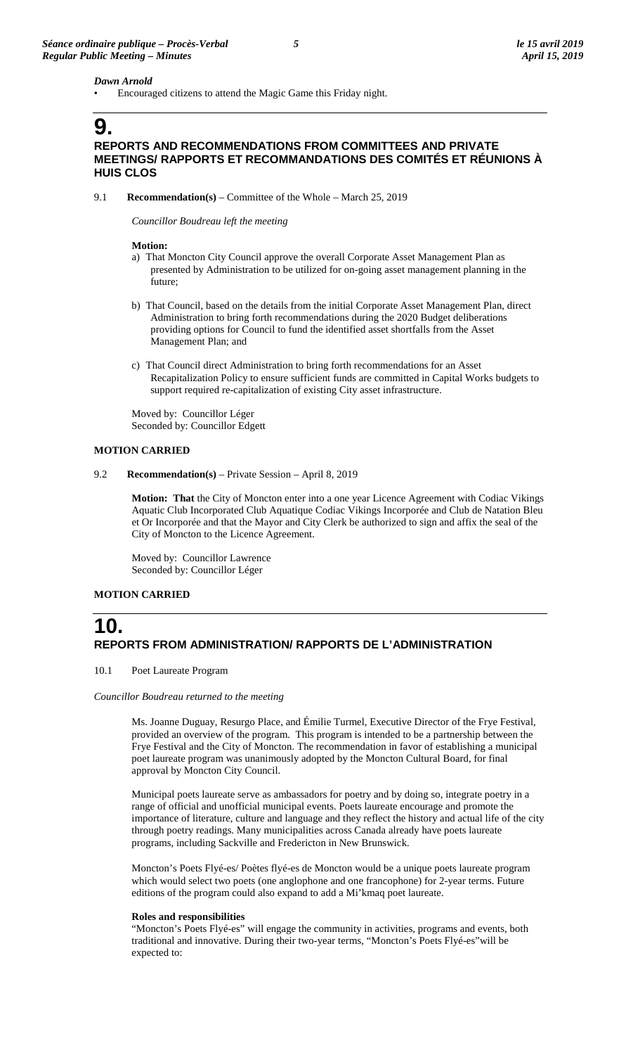*Dawn Arnold*

- Encouraged citizens to attend the Magic Game this Friday night.

# 9. REPORTS AND RECOMMENDATIONS FROM COMMITTEES AND PRIVATE MEETINGS/ RAPPORTS ET RECOMMANDATIONS DES COMITÉS ET RÉUNIONS À HUIS CLOS

9.1 **Recommendation(s)** – Committee of the Whole – March 25, 2019

*Councillor Boudreau left the meeting*

**Motion:**

a) That Moncton City Council approve the overall Corporate Asset Management Plan as presented by Administration to be utilized for on-going asset management planning in the future;

b) That Council, based on the details from the initial Corporate Asset Management Plan, direct Administration to bring forth recommendations during the 2020 Budget deliberations providing options for Council to fund the identified asset shortfalls from the Asset Management Plan; and

c) That Council direct Administration to bring forth recommendations for an Asset Recapitalization Policy to ensure sufficient funds are committed in Capital Works budgets to support required re-capitalization of existing City asset infrastructure.

Moved by: Councillor Léger
Seconded by: Councillor Edgett

**MOTION CARRIED**

9.2 **Recommendation(s)** – Private Session – April 8, 2019

**Motion: That** the City of Moncton enter into a one year Licence Agreement with Codiac Vikings Aquatic Club Incorporated Club Aquatique Codiac Vikings Incorporée and Club de Natation Bleu et Or Incorporée and that the Mayor and City Clerk be authorized to sign and affix the seal of the City of Moncton to the Licence Agreement.

Moved by: Councillor Lawrence
Seconded by: Councillor Léger

**MOTION CARRIED**

# 10. REPORTS FROM ADMINISTRATION/ RAPPORTS DE L'ADMINISTRATION

10.1 Poet Laureate Program

*Councillor Boudreau returned to the meeting*

Ms. Joanne Duguay, Resurgo Place, and Émilie Turmel, Executive Director of the Frye Festival, provided an overview of the program. This program is intended to be a partnership between the Frye Festival and the City of Moncton. The recommendation in favor of establishing a municipal poet laureate program was unanimously adopted by the Moncton Cultural Board, for final approval by Moncton City Council.

Municipal poets laureate serve as ambassadors for poetry and by doing so, integrate poetry in a range of official and unofficial municipal events. Poets laureate encourage and promote the importance of literature, culture and language and they reflect the history and actual life of the city through poetry readings. Many municipalities across Canada already have poets laureate programs, including Sackville and Fredericton in New Brunswick.

Moncton's Poets Flyé-es/ Poètes flyé-es de Moncton would be a unique poets laureate program which would select two poets (one anglophone and one francophone) for 2-year terms. Future editions of the program could also expand to add a Mi'kmaq poet laureate.

**Roles and responsibilities**

"Moncton's Poets Flyé-es" will engage the community in activities, programs and events, both traditional and innovative. During their two-year terms, "Moncton's Poets Flyé-es" will be expected to: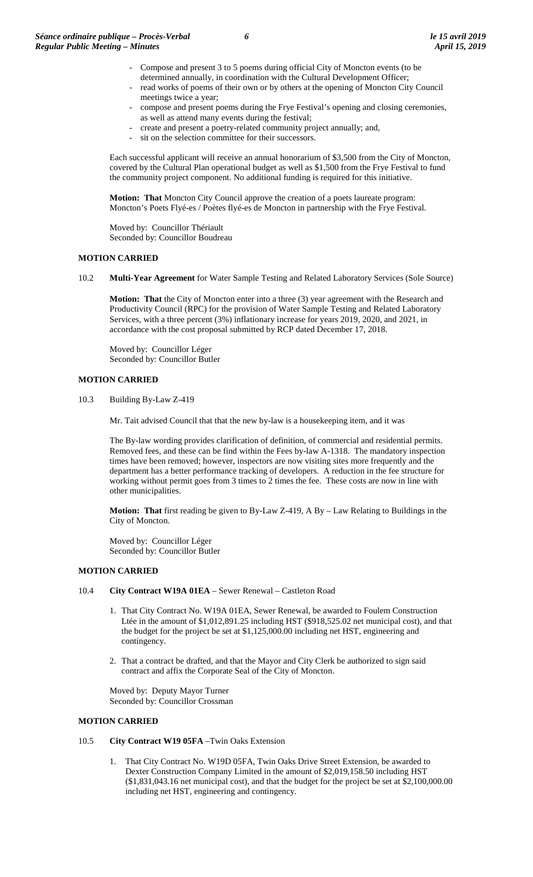- Compose and present 3 to 5 poems during official City of Moncton events (to be determined annually, in coordination with the Cultural Development Officer;
- read works of poems of their own or by others at the opening of Moncton City Council meetings twice a year;
- compose and present poems during the Frye Festival's opening and closing ceremonies, as well as attend many events during the festival;
- create and present a poetry-related community project annually; and,
- sit on the selection committee for their successors.

Each successful applicant will receive an annual honorarium of $3,500 from the City of Moncton, covered by the Cultural Plan operational budget as well as $1,500 from the Frye Festival to fund the community project component. No additional funding is required for this initiative.

**Motion: That** Moncton City Council approve the creation of a poets laureate program: Moncton's Poets Flyé-es / Poètes flyé-es de Moncton in partnership with the Frye Festival.

Moved by: Councillor Thériault
Seconded by: Councillor Boudreau

**MOTION CARRIED**

10.2 **Multi-Year Agreement** for Water Sample Testing and Related Laboratory Services (Sole Source)

**Motion: That** the City of Moncton enter into a three (3) year agreement with the Research and Productivity Council (RPC) for the provision of Water Sample Testing and Related Laboratory Services, with a three percent (3%) inflationary increase for years 2019, 2020, and 2021, in accordance with the cost proposal submitted by RCP dated December 17, 2018.

Moved by: Councillor Léger
Seconded by: Councillor Butler

**MOTION CARRIED**

10.3 Building By-Law Z-419

Mr. Tait advised Council that that the new by-law is a housekeeping item, and it was

The By-law wording provides clarification of definition, of commercial and residential permits. Removed fees, and these can be find within the Fees by-law A-1318. The mandatory inspection times have been removed; however, inspectors are now visiting sites more frequently and the department has a better performance tracking of developers. A reduction in the fee structure for working without permit goes from 3 times to 2 times the fee. These costs are now in line with other municipalities.

**Motion: That** first reading be given to By-Law Z-419, A By – Law Relating to Buildings in the City of Moncton.

Moved by: Councillor Léger
Seconded by: Councillor Butler

**MOTION CARRIED**

10.4 **City Contract W19A 01EA** – Sewer Renewal – Castleton Road

1. That City Contract No. W19A 01EA, Sewer Renewal, be awarded to Foulem Construction Ltée in the amount of $1,012,891.25 including HST ($918,525.02 net municipal cost), and that the budget for the project be set at $1,125,000.00 including net HST, engineering and contingency.
2. That a contract be drafted, and that the Mayor and City Clerk be authorized to sign said contract and affix the Corporate Seal of the City of Moncton.

Moved by: Deputy Mayor Turner
Seconded by: Councillor Crossman

**MOTION CARRIED**

10.5 **City Contract W19 05FA** –Twin Oaks Extension

1. That City Contract No. W19D 05FA, Twin Oaks Drive Street Extension, be awarded to Dexter Construction Company Limited in the amount of $2,019,158.50 including HST ($1,831,043.16 net municipal cost), and that the budget for the project be set at $2,100,000.00 including net HST, engineering and contingency.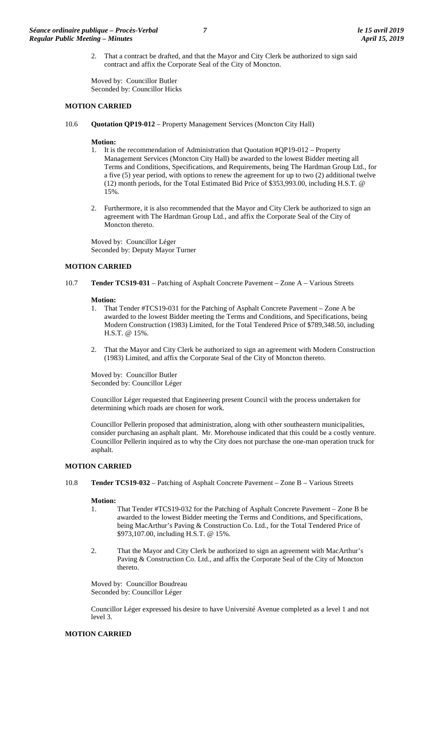2. That a contract be drafted, and that the Mayor and City Clerk be authorized to sign said contract and affix the Corporate Seal of the City of Moncton.

Moved by: Councillor Butler
Seconded by: Councillor Hicks

**MOTION CARRIED**

10.6 **Quotation QP19-012** – Property Management Services (Moncton City Hall)

**Motion:**

1. It is the recommendation of Administration that Quotation #QP19-012 – Property Management Services (Moncton City Hall) be awarded to the lowest Bidder meeting all Terms and Conditions, Specifications, and Requirements, being The Hardman Group Ltd., for a five (5) year period, with options to renew the agreement for up to two (2) additional twelve (12) month periods, for the Total Estimated Bid Price of $353,993.00, including H.S.T. @ 15%.

2. Furthermore, it is also recommended that the Mayor and City Clerk be authorized to sign an agreement with The Hardman Group Ltd., and affix the Corporate Seal of the City of Moncton thereto.

Moved by: Councillor Léger
Seconded by: Deputy Mayor Turner

**MOTION CARRIED**

10.7 **Tender TCS19-031** – Patching of Asphalt Concrete Pavement – Zone A – Various Streets

**Motion:**

1. That Tender #TCS19-031 for the Patching of Asphalt Concrete Pavement – Zone A be awarded to the lowest Bidder meeting the Terms and Conditions, and Specifications, being Modern Construction (1983) Limited, for the Total Tendered Price of $789,348.50, including H.S.T. @ 15%.

2. That the Mayor and City Clerk be authorized to sign an agreement with Modern Construction (1983) Limited, and affix the Corporate Seal of the City of Moncton thereto.

Moved by: Councillor Butler
Seconded by: Councillor Léger

Councillor Léger requested that Engineering present Council with the process undertaken for determining which roads are chosen for work.

Councillor Pellerin proposed that administration, along with other southeastern municipalities, consider purchasing an asphalt plant. Mr. Morehouse indicated that this could be a costly venture. Councillor Pellerin inquired as to why the City does not purchase the one-man operation truck for asphalt.

**MOTION CARRIED**

10.8 **Tender TCS19-032** – Patching of Asphalt Concrete Pavement – Zone B – Various Streets

**Motion:**

1. That Tender #TCS19-032 for the Patching of Asphalt Concrete Pavement – Zone B be awarded to the lowest Bidder meeting the Terms and Conditions, and Specifications, being MacArthur's Paving & Construction Co. Ltd., for the Total Tendered Price of $973,107.00, including H.S.T. @ 15%.

2. That the Mayor and City Clerk be authorized to sign an agreement with MacArthur's Paving & Construction Co. Ltd., and affix the Corporate Seal of the City of Moncton thereto.

Moved by: Councillor Boudreau
Seconded by: Councillor Léger

Councillor Léger expressed his desire to have Université Avenue completed as a level 1 and not level 3.

**MOTION CARRIED**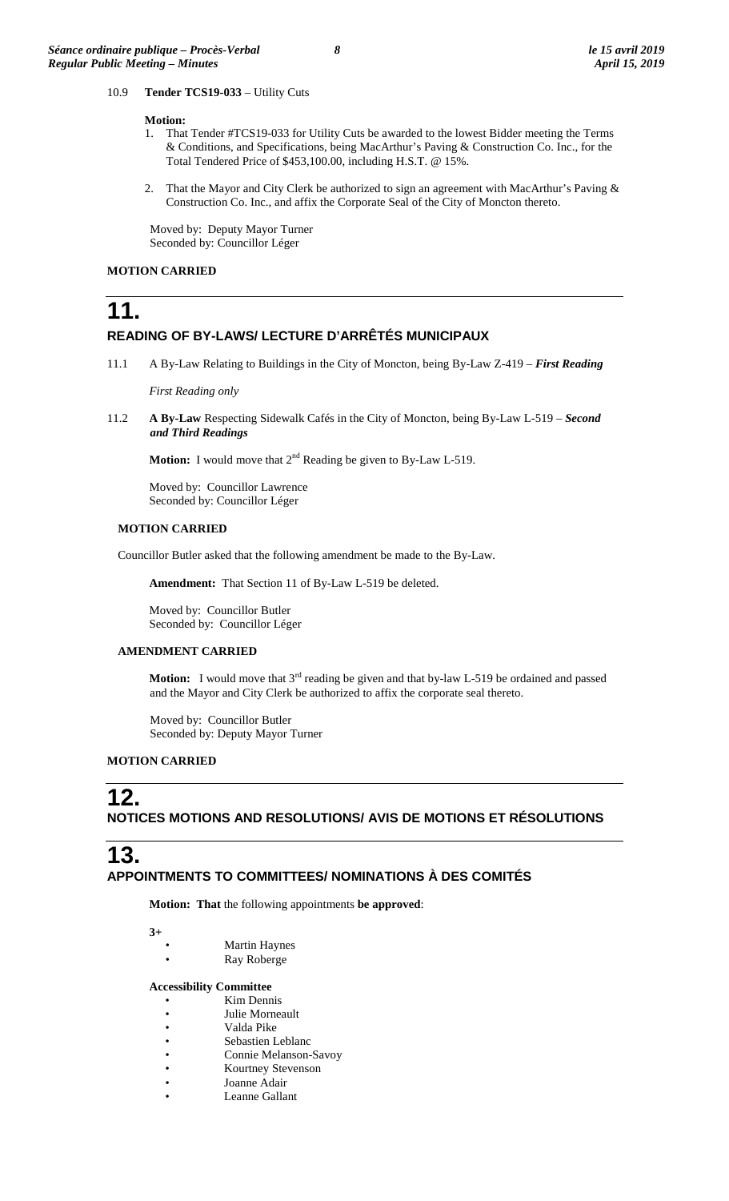10.9 **Tender TCS19-033** – Utility Cuts

**Motion:**

1. That Tender #TCS19-033 for Utility Cuts be awarded to the lowest Bidder meeting the Terms & Conditions, and Specifications, being MacArthur's Paving & Construction Co. Inc., for the Total Tendered Price of $453,100.00, including H.S.T. @ 15%.

2. That the Mayor and City Clerk be authorized to sign an agreement with MacArthur's Paving & Construction Co. Inc., and affix the Corporate Seal of the City of Moncton thereto.

Moved by: Deputy Mayor Turner
Seconded by: Councillor Léger

**MOTION CARRIED**

# 11.

## READING OF BY-LAWS/ LECTURE D'ARRÊTÉS MUNICIPAUX

11.1 A By-Law Relating to Buildings in the City of Moncton, being By-Law Z-419 – ***First Reading***

*First Reading only*

11.2 **A By-Law** Respecting Sidewalk Cafés in the City of Moncton, being By-Law L-519 – ***Second and Third Readings***

**Motion:** I would move that 2nd Reading be given to By-Law L-519.

Moved by: Councillor Lawrence
Seconded by: Councillor Léger

**MOTION CARRIED**

Councillor Butler asked that the following amendment be made to the By-Law.

**Amendment:** That Section 11 of By-Law L-519 be deleted.

Moved by: Councillor Butler
Seconded by: Councillor Léger

**AMENDMENT CARRIED**

**Motion:** I would move that 3rd reading be given and that by-law L-519 be ordained and passed and the Mayor and City Clerk be authorized to affix the corporate seal thereto.

Moved by: Councillor Butler
Seconded by: Deputy Mayor Turner

**MOTION CARRIED**

# 12.

## NOTICES MOTIONS AND RESOLUTIONS/ AVIS DE MOTIONS ET RÉSOLUTIONS

# 13.

## APPOINTMENTS TO COMMITTEES/ NOMINATIONS À DES COMITÉS

**Motion: That** the following appointments **be approved**:

**3+**

- Martin Haynes
- Ray Roberge

**Accessibility Committee**

- Kim Dennis
- Julie Morneault
- Valda Pike
- Sebastien Leblanc
- Connie Melanson-Savoy
- Kourtney Stevenson
- Joanne Adair
- Leanne Gallant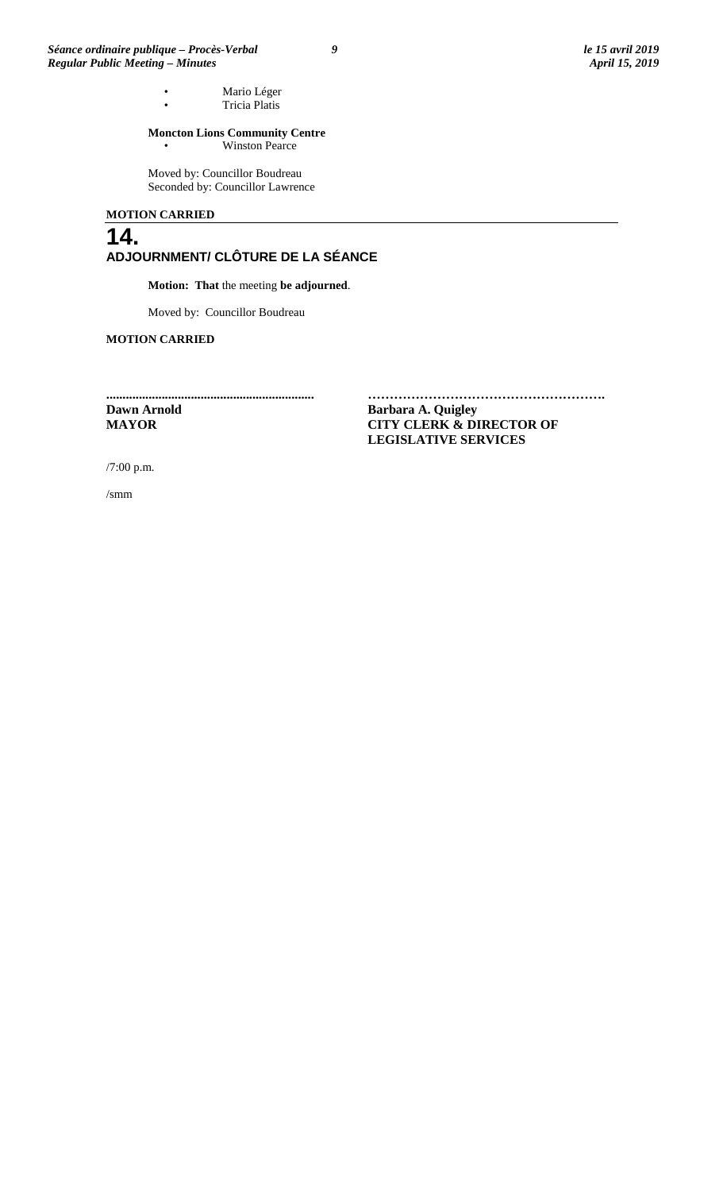- Mario Léger
- Tricia Platis

**Moncton Lions Community Centre**

- Winston Pearce

Moved by: Councillor Boudreau
Seconded by: Councillor Lawrence

**MOTION CARRIED**

## 14. ADJOURNMENT/ CLÔTURE DE LA SÉANCE

**Motion: That** the meeting **be adjourned**.

Moved by: Councillor Boudreau

**MOTION CARRIED**

| | |
|---|---|
| ............................................................... | ………………………………………………. |
| **Dawn Arnold** | **Barbara A. Quigley** |
| **MAYOR** | **CITY CLERK & DIRECTOR OF LEGISLATIVE SERVICES** |

/7:00 p.m.

/smm